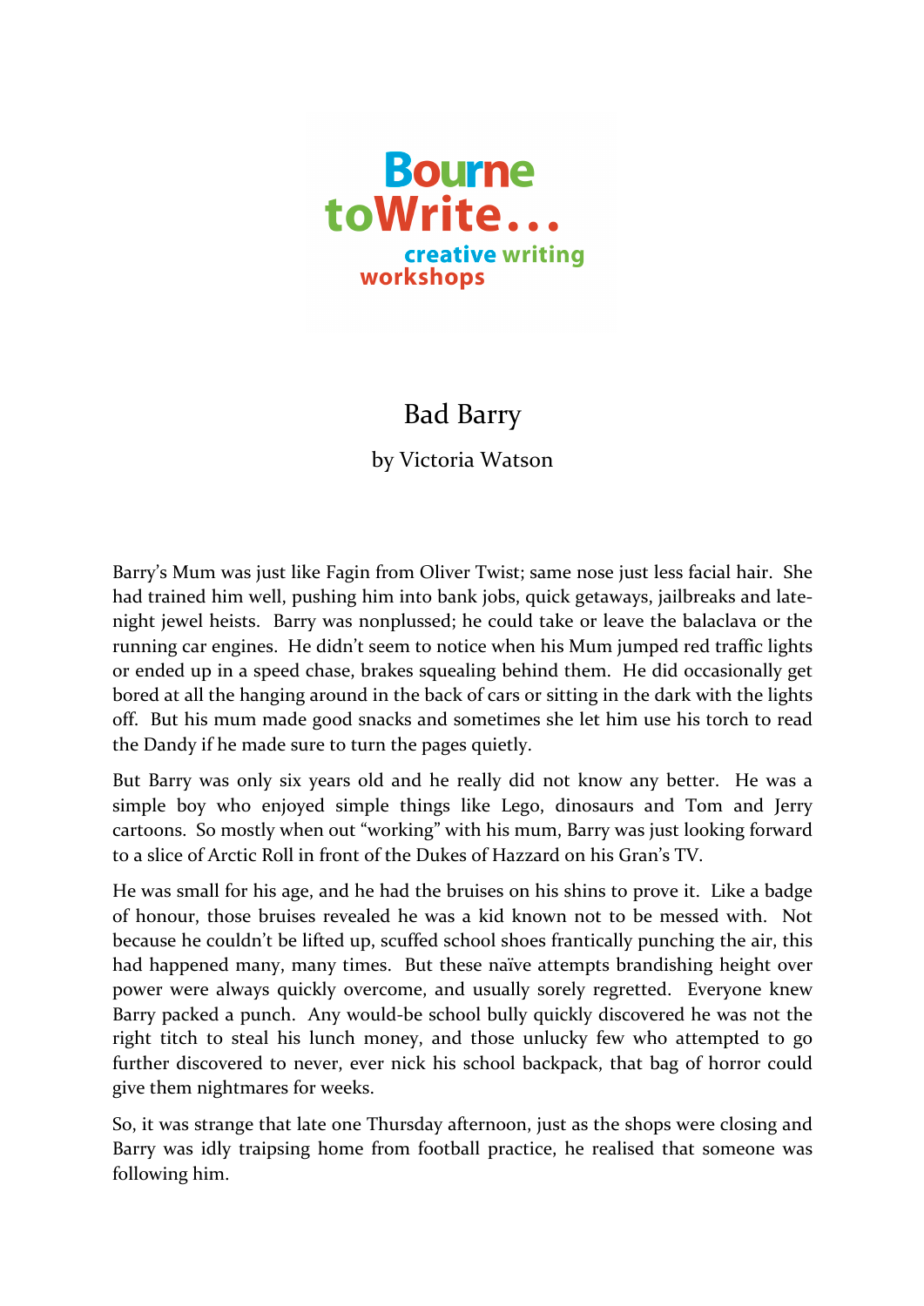Bourne toWrite...
creative writing workshops

# Bad Barry

by Victoria Watson

Barry's Mum was just like Fagin from Oliver Twist; same nose just less facial hair. She had trained him well, pushing him into bank jobs, quick getaways, jailbreaks and late-night jewel heists. Barry was nonplussed; he could take or leave the balaclava or the running car engines. He didn't seem to notice when his Mum jumped red traffic lights or ended up in a speed chase, brakes squealing behind them. He did occasionally get bored at all the hanging around in the back of cars or sitting in the dark with the lights off. But his mum made good snacks and sometimes she let him use his torch to read the Dandy if he made sure to turn the pages quietly.

But Barry was only six years old and he really did not know any better. He was a simple boy who enjoyed simple things like Lego, dinosaurs and Tom and Jerry cartoons. So mostly when out "working" with his mum, Barry was just looking forward to a slice of Arctic Roll in front of the Dukes of Hazzard on his Gran's TV.

He was small for his age, and he had the bruises on his shins to prove it. Like a badge of honour, those bruises revealed he was a kid known not to be messed with. Not because he couldn't be lifted up, scuffed school shoes frantically punching the air, this had happened many, many times. But these naïve attempts brandishing height over power were always quickly overcome, and usually sorely regretted. Everyone knew Barry packed a punch. Any would-be school bully quickly discovered he was not the right titch to steal his lunch money, and those unlucky few who attempted to go further discovered to never, ever nick his school backpack, that bag of horror could give them nightmares for weeks.

So, it was strange that late one Thursday afternoon, just as the shops were closing and Barry was idly traipsing home from football practice, he realised that someone was following him.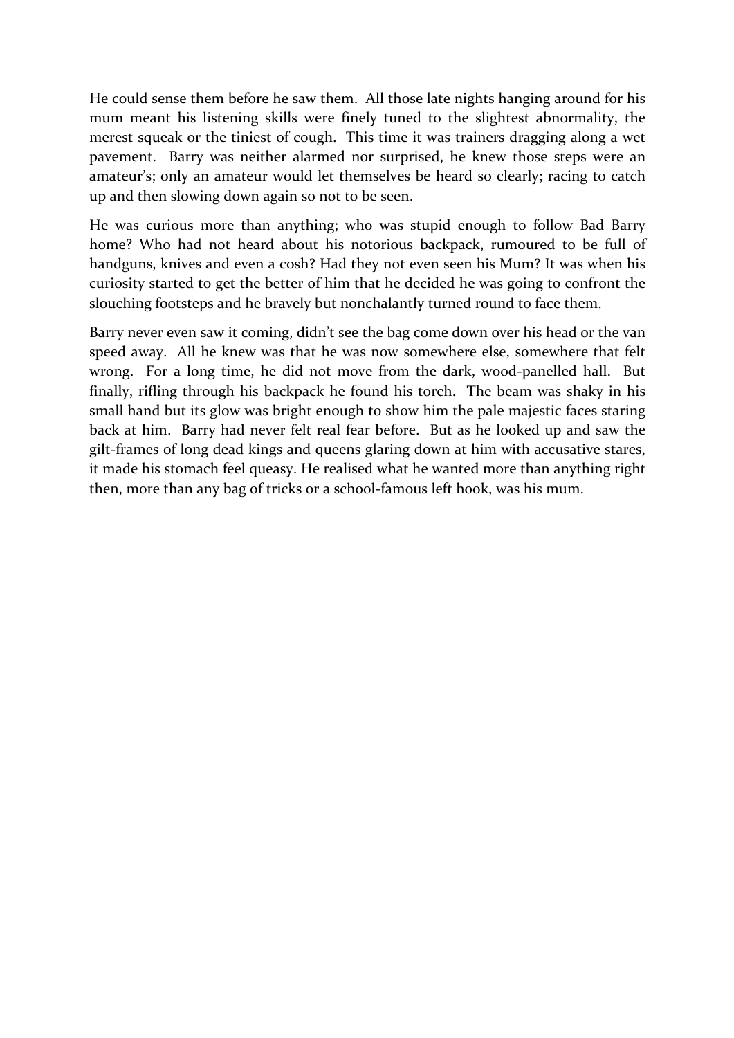He could sense them before he saw them. All those late nights hanging around for his mum meant his listening skills were finely tuned to the slightest abnormality, the merest squeak or the tiniest of cough. This time it was trainers dragging along a wet pavement. Barry was neither alarmed nor surprised, he knew those steps were an amateur's; only an amateur would let themselves be heard so clearly; racing to catch up and then slowing down again so not to be seen.

He was curious more than anything; who was stupid enough to follow Bad Barry home? Who had not heard about his notorious backpack, rumoured to be full of handguns, knives and even a cosh? Had they not even seen his Mum? It was when his curiosity started to get the better of him that he decided he was going to confront the slouching footsteps and he bravely but nonchalantly turned round to face them.

Barry never even saw it coming, didn't see the bag come down over his head or the van speed away. All he knew was that he was now somewhere else, somewhere that felt wrong. For a long time, he did not move from the dark, wood-panelled hall. But finally, rifling through his backpack he found his torch. The beam was shaky in his small hand but its glow was bright enough to show him the pale majestic faces staring back at him. Barry had never felt real fear before. But as he looked up and saw the gilt-frames of long dead kings and queens glaring down at him with accusative stares, it made his stomach feel queasy. He realised what he wanted more than anything right then, more than any bag of tricks or a school-famous left hook, was his mum.